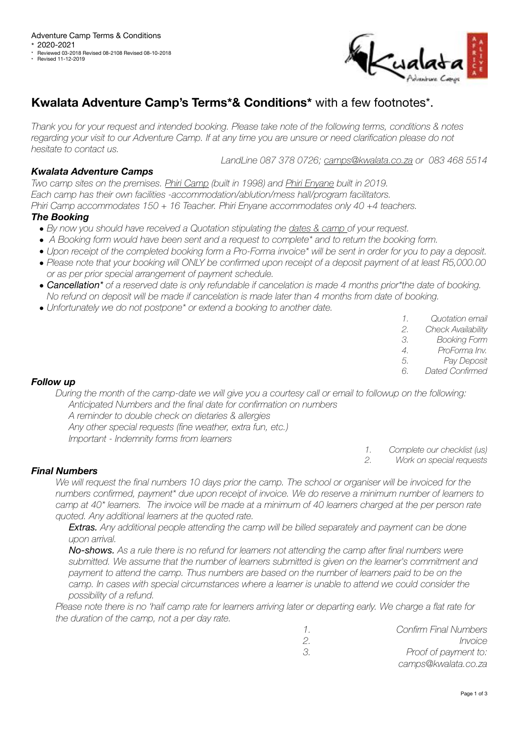Adventure Camp Terms & Conditions

- 2020-2021
- Reviewed 03-2018 Revised 08-2108 Revised 08-10-2018
- Revised 11-12-2019

# **Kwalata Adventure Camp's Terms*& Conditions*** with a few footnotes*.

*Thank you for your request and intended booking. Please take note of the following terms, conditions & notes regarding your visit to our Adventure Camp. If at any time you are unsure or need clarification please do not hesitate to contact us.*

*LandLine 087 378 0726; camps@kwalata.co.za or 083 468 5514*

### ***Kwalata Adventure Camps***

*Two camp sites on the premises. Phiri Camp (built in 1998) and Phiri Enyane built in 2019.*
*Each camp has their own facilities -accommodation/ablution/mess hall/program facilitators.*
*Phiri Camp accommodates 150 + 16 Teacher. Phiri Enyane accommodates only 40 +4 teachers.*

### ***The Booking***

- *By now you should have received a Quotation stipulating the dates & camp of your request.*
- *A Booking form would have been sent and a request to complete* and to return the booking form.*
- *Upon receipt of the completed booking form a Pro-Forma invoice* will be sent in order for you to pay a deposit.*
- *Please note that your booking will ONLY be confirmed upon receipt of a deposit payment of at least R5,000.00 or as per prior special arrangement of payment schedule.*
- ***Cancellation**** *of a reserved date is only refundable if cancelation is made 4 months prior*the date of booking. No refund on deposit will be made if cancelation is made later than 4 months from date of booking.*
- *Unfortunately we do not postpone* or extend a booking to another date.*

1. *Quotation email*
2. *Check Availability*
3. *Booking Form*
4. *ProForma Inv.*
5. *Pay Deposit*
6. *Dated Confirmed*

### ***Follow up***

*During the month of the camp-date we will give you a courtesy call or email to followup on the following:*

*Anticipated Numbers and the final date for confirmation on numbers*
*A reminder to double check on dietaries & allergies*
*Any other special requests (fine weather, extra fun, etc.)*
*Important - Indemnity forms from learners*

1. *Complete our checklist (us)*
2. *Work on special requests*

### ***Final Numbers***

*We will request the final numbers 10 days prior the camp. The school or organiser will be invoiced for the numbers confirmed, payment* due upon receipt of invoice. We do reserve a minimum number of learners to camp at 40* learners. The invoice will be made at a minimum of 40 learners charged at the per person rate quoted. Any additional learners at the quoted rate.*

***Extras.*** *Any additional people attending the camp will be billed separately and payment can be done upon arrival.*

***No-shows.*** *As a rule there is no refund for learners not attending the camp after final numbers were submitted. We assume that the number of learners submitted is given on the learner's commitment and payment to attend the camp. Thus numbers are based on the number of learners paid to be on the camp. In cases with special circumstances where a learner is unable to attend we could consider the possibility of a refund.*

*Please note there is no 'half camp rate for learners arriving later or departing early. We charge a flat rate for the duration of the camp, not a per day rate.*

1. *Confirm Final Numbers*
2. *Invoice*
3. *Proof of payment to: camps@kwalata.co.za*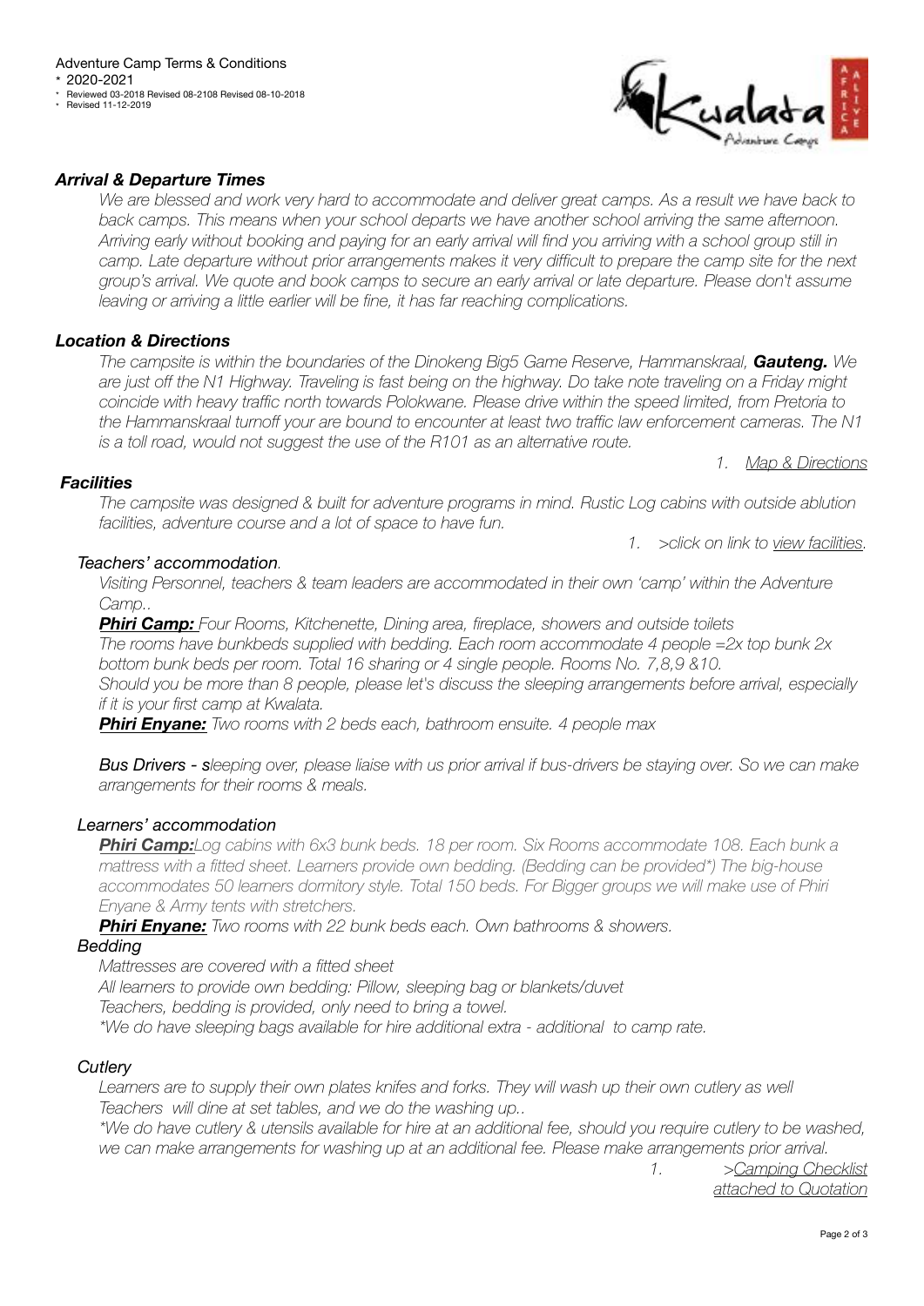Adventure Camp Terms & Conditions

- 2020-2021
- Reviewed 03-2018 Revised 08-2108 Revised 08-10-2018
- Revised 11-12-2019

### *Arrival & Departure Times*

*We are blessed and work very hard to accommodate and deliver great camps. As a result we have back to back camps. This means when your school departs we have another school arriving the same afternoon. Arriving early without booking and paying for an early arrival will find you arriving with a school group still in camp. Late departure without prior arrangements makes it very difficult to prepare the camp site for the next group's arrival. We quote and book camps to secure an early arrival or late departure. Please don't assume leaving or arriving a little earlier will be fine, it has far reaching complications.*

### *Location & Directions*

*The campsite is within the boundaries of the Dinokeng Big5 Game Reserve, Hammanskraal, **Gauteng.** We are just off the N1 Highway. Traveling is fast being on the highway. Do take note traveling on a Friday might coincide with heavy traffic north towards Polokwane. Please drive within the speed limited, from Pretoria to the Hammanskraal turnoff your are bound to encounter at least two traffic law enforcement cameras. The N1 is a toll road, would not suggest the use of the R101 as an alternative route.*

1. *Map & Directions*

### *Facilities*

*The campsite was designed & built for adventure programs in mind. Rustic Log cabins with outside ablution facilities, adventure course and a lot of space to have fun.*

1. *>click on link to view facilities.*

#### *Teachers' accommodation.*

*Visiting Personnel, teachers & team leaders are accommodated in their own 'camp' within the Adventure Camp..*

***Phiri Camp:*** *Four Rooms, Kitchenette, Dining area, fireplace, showers and outside toilets*
*The rooms have bunkbeds supplied with bedding. Each room accommodate 4 people =2x top bunk 2x bottom bunk beds per room. Total 16 sharing or 4 single people. Rooms No. 7,8,9 &10.*
*Should you be more than 8 people, please let's discuss the sleeping arrangements before arrival, especially if it is your first camp at Kwalata.*

***Phiri Enyane:*** *Two rooms with 2 beds each, bathroom ensuite. 4 people max*

***Bus Drivers - s****leeping over, please liaise with us prior arrival if bus-drivers be staying over. So we can make arrangements for their rooms & meals.*

#### *Learners' accommodation*

***Phiri Camp:*** *Log cabins with 6x3 bunk beds. 18 per room. Six Rooms accommodate 108. Each bunk a mattress with a fitted sheet. Learners provide own bedding. (Bedding can be provided*) The big-house accommodates 50 learners dormitory style. Total 150 beds. For Bigger groups we will make use of Phiri Enyane & Army tents with stretchers.*

***Phiri Enyane:*** *Two rooms with 22 bunk beds each. Own bathrooms & showers.*

#### *Bedding*

*Mattresses are covered with a fitted sheet*
*All learners to provide own bedding: Pillow, sleeping bag or blankets/duvet*
*Teachers, bedding is provided, only need to bring a towel.*
*\*We do have sleeping bags available for hire additional extra - additional to camp rate.*

#### *Cutlery*

*Learners are to supply their own plates knifes and forks. They will wash up their own cutlery as well*
*Teachers will dine at set tables, and we do the washing up..*
*\*We do have cutlery & utensils available for hire at an additional fee, should you require cutlery to be washed, we can make arrangements for washing up at an additional fee. Please make arrangements prior arrival.*

1. *>Camping Checklist attached to Quotation*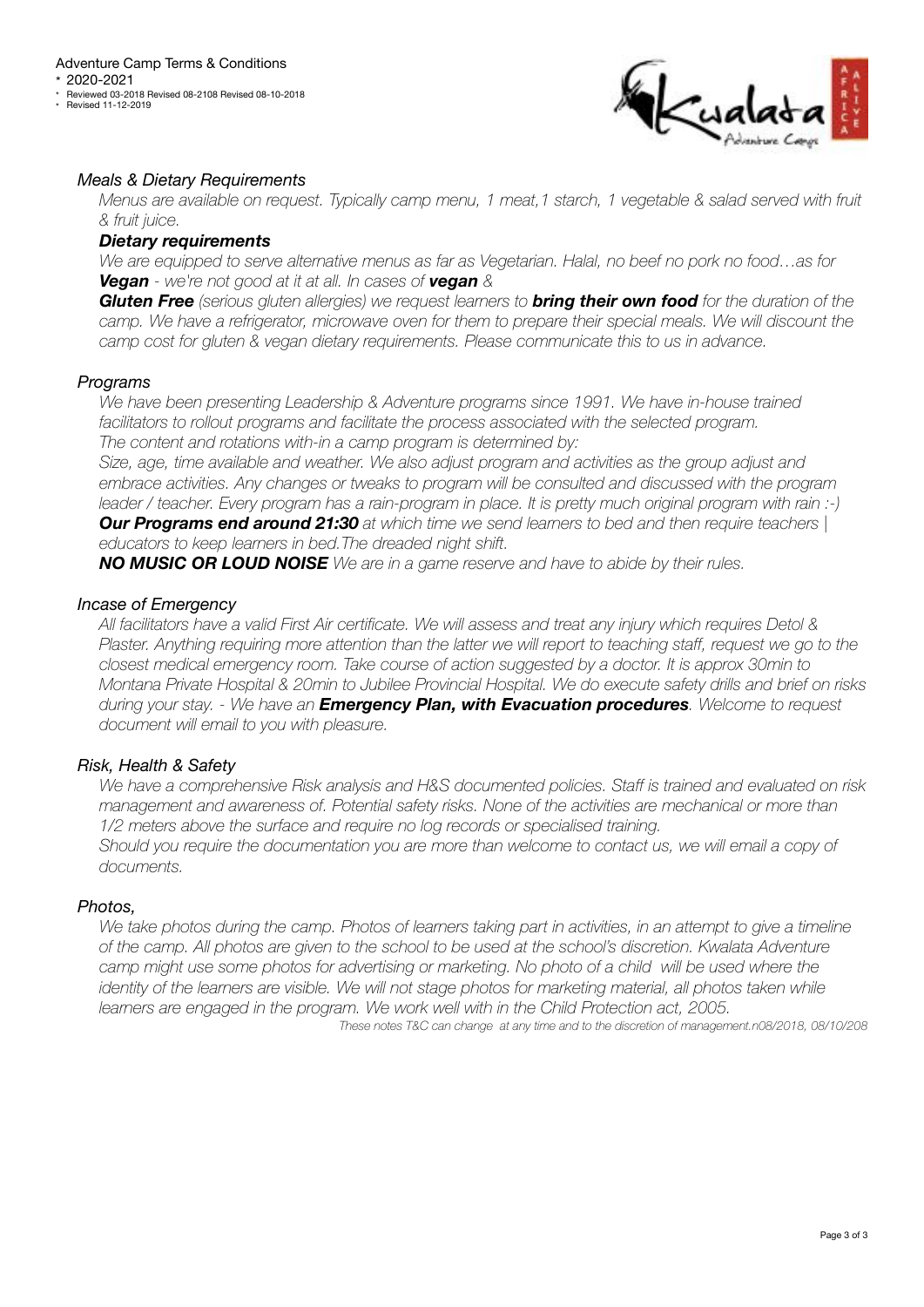Adventure Camp Terms & Conditions

* 2020-2021
* Reviewed 03-2018 Revised 08-2108 Revised 08-10-2018
* Revised 11-12-2019

### *Meals & Dietary Requirements*

*Menus are available on request. Typically camp menu, 1 meat,1 starch, 1 vegetable & salad served with fruit & fruit juice.*

***Dietary requirements***

*We are equipped to serve alternative menus as far as Vegetarian. Halal, no beef no pork no food…as for* ***Vegan*** *- we're not good at it at all. In cases of* ***vegan*** *&*
***Gluten Free*** *(serious gluten allergies) we request learners to* ***bring their own food*** *for the duration of the camp. We have a refrigerator, microwave oven for them to prepare their special meals. We will discount the camp cost for gluten & vegan dietary requirements. Please communicate this to us in advance.*

### *Programs*

*We have been presenting Leadership & Adventure programs since 1991. We have in-house trained facilitators to rollout programs and facilitate the process associated with the selected program.*
*The content and rotations with-in a camp program is determined by:*
*Size, age, time available and weather. We also adjust program and activities as the group adjust and embrace activities. Any changes or tweaks to program will be consulted and discussed with the program leader / teacher. Every program has a rain-program in place. It is pretty much original program with rain :-)*
***Our Programs end around 21:30*** *at which time we send learners to bed and then require teachers | educators to keep learners in bed.The dreaded night shift.*
***NO MUSIC OR LOUD NOISE*** *We are in a game reserve and have to abide by their rules.*

### *Incase of Emergency*

*All facilitators have a valid First Air certificate. We will assess and treat any injury which requires Detol & Plaster. Anything requiring more attention than the latter we will report to teaching staff, request we go to the closest medical emergency room. Take course of action suggested by a doctor. It is approx 30min to Montana Private Hospital & 20min to Jubilee Provincial Hospital. We do execute safety drills and brief on risks during your stay. - We have an* ***Emergency Plan, with Evacuation procedures****. Welcome to request document will email to you with pleasure.*

### *Risk, Health & Safety*

*We have a comprehensive Risk analysis and H&S documented policies. Staff is trained and evaluated on risk management and awareness of. Potential safety risks. None of the activities are mechanical or more than 1/2 meters above the surface and require no log records or specialised training.*
*Should you require the documentation you are more than welcome to contact us, we will email a copy of documents.*

### *Photos,*

*We take photos during the camp. Photos of learners taking part in activities, in an attempt to give a timeline of the camp. All photos are given to the school to be used at the school's discretion. Kwalata Adventure camp might use some photos for advertising or marketing. No photo of a child will be used where the identity of the learners are visible. We will not stage photos for marketing material, all photos taken while learners are engaged in the program. We work well with in the Child Protection act, 2005.*

*These notes T&C can change at any time and to the discretion of management.n08/2018, 08/10/208*